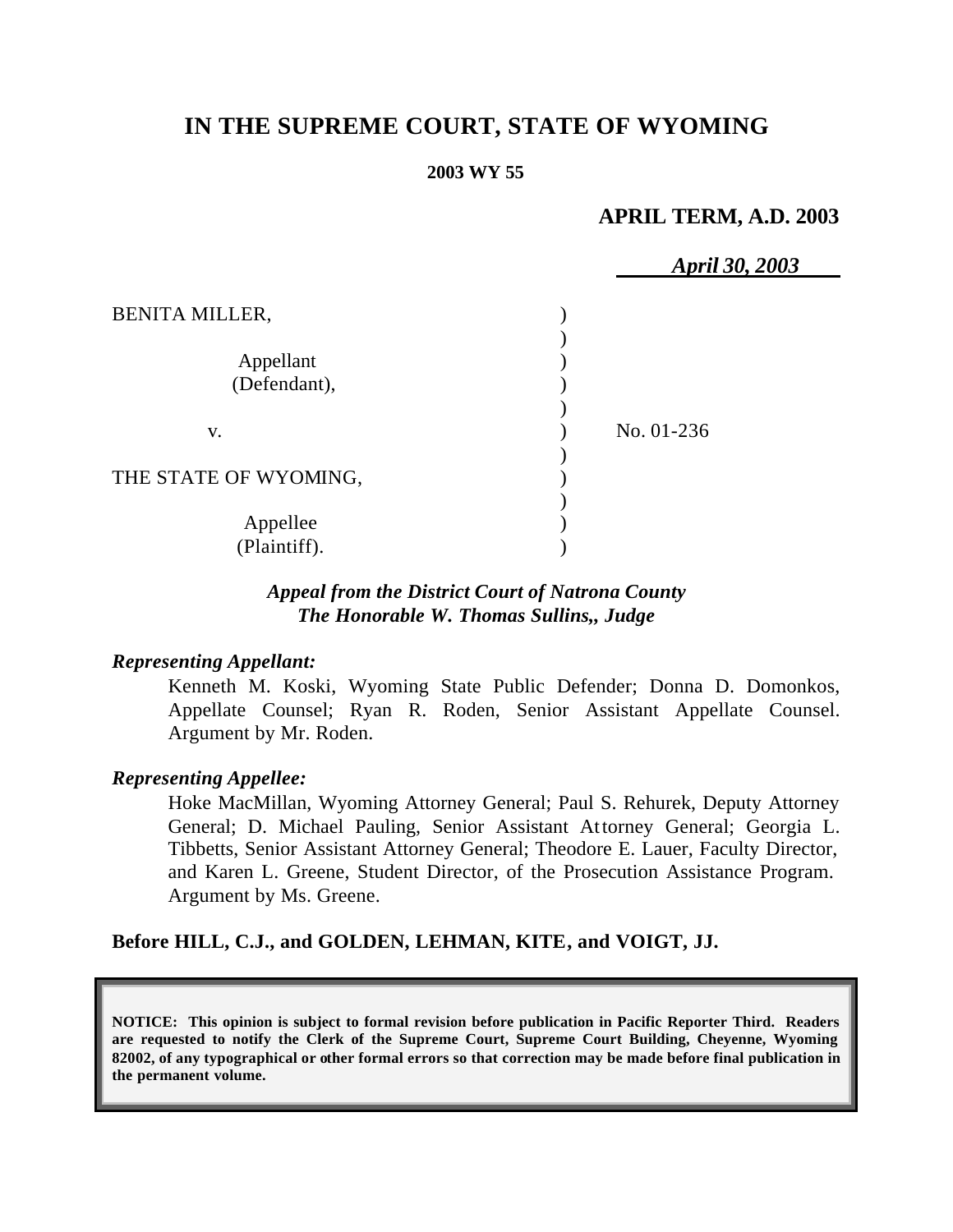# IN THE SUPREME COURT, STATE OF WYOMING

**2003 WY 55**

**APRIL TERM, A.D. 2003**

***April 30, 2003***

| | | |
|---|---|---|
| BENITA MILLER, | ) | |
| | ) | |
| Appellant | ) | |
| (Defendant), | ) | |
| | ) | |
| v. | ) | No. 01-236 |
| | ) | |
| THE STATE OF WYOMING, | ) | |
| | ) | |
| Appellee | ) | |
| (Plaintiff). | ) | |

***Appeal from the District Court of Natrona County***
***The Honorable W. Thomas Sullins,, Judge***

***Representing Appellant:***

Kenneth M. Koski, Wyoming State Public Defender; Donna D. Domonkos, Appellate Counsel; Ryan R. Roden, Senior Assistant Appellate Counsel. Argument by Mr. Roden.

***Representing Appellee:***

Hoke MacMillan, Wyoming Attorney General; Paul S. Rehurek, Deputy Attorney General; D. Michael Pauling, Senior Assistant Attorney General; Georgia L. Tibbetts, Senior Assistant Attorney General; Theodore E. Lauer, Faculty Director, and Karen L. Greene, Student Director, of the Prosecution Assistance Program. Argument by Ms. Greene.

**Before HILL, C.J., and GOLDEN, LEHMAN, KITE, and VOIGT, JJ.**

**NOTICE: This opinion is subject to formal revision before publication in Pacific Reporter Third. Readers are requested to notify the Clerk of the Supreme Court, Supreme Court Building, Cheyenne, Wyoming 82002, of any typographical or other formal errors so that correction may be made before final publication in the permanent volume.**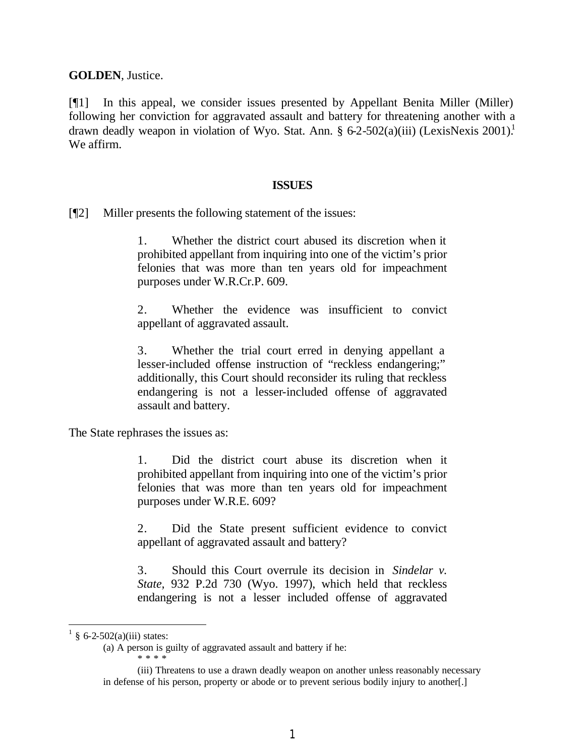**GOLDEN**, Justice.

[¶1] In this appeal, we consider issues presented by Appellant Benita Miller (Miller) following her conviction for aggravated assault and battery for threatening another with a drawn deadly weapon in violation of Wyo. Stat. Ann. § 6-2-502(a)(iii) (LexisNexis 2001).[1] We affirm.

## ISSUES

[¶2] Miller presents the following statement of the issues:

> 1. Whether the district court abused its discretion when it prohibited appellant from inquiring into one of the victim's prior felonies that was more than ten years old for impeachment purposes under W.R.Cr.P. 609.
>
> 2. Whether the evidence was insufficient to convict appellant of aggravated assault.
>
> 3. Whether the trial court erred in denying appellant a lesser-included offense instruction of "reckless endangering;" additionally, this Court should reconsider its ruling that reckless endangering is not a lesser-included offense of aggravated assault and battery.

The State rephrases the issues as:

> 1. Did the district court abuse its discretion when it prohibited appellant from inquiring into one of the victim's prior felonies that was more than ten years old for impeachment purposes under W.R.E. 609?
>
> 2. Did the State present sufficient evidence to convict appellant of aggravated assault and battery?
>
> 3. Should this Court overrule its decision in *Sindelar v. State,* 932 P.2d 730 (Wyo. 1997), which held that reckless endangering is not a lesser included offense of aggravated

---

[1] § 6-2-502(a)(iii) states:

> (a) A person is guilty of aggravated assault and battery if he:
>
> \* \* \* \*
>
> (iii) Threatens to use a drawn deadly weapon on another unless reasonably necessary in defense of his person, property or abode or to prevent serious bodily injury to another[.]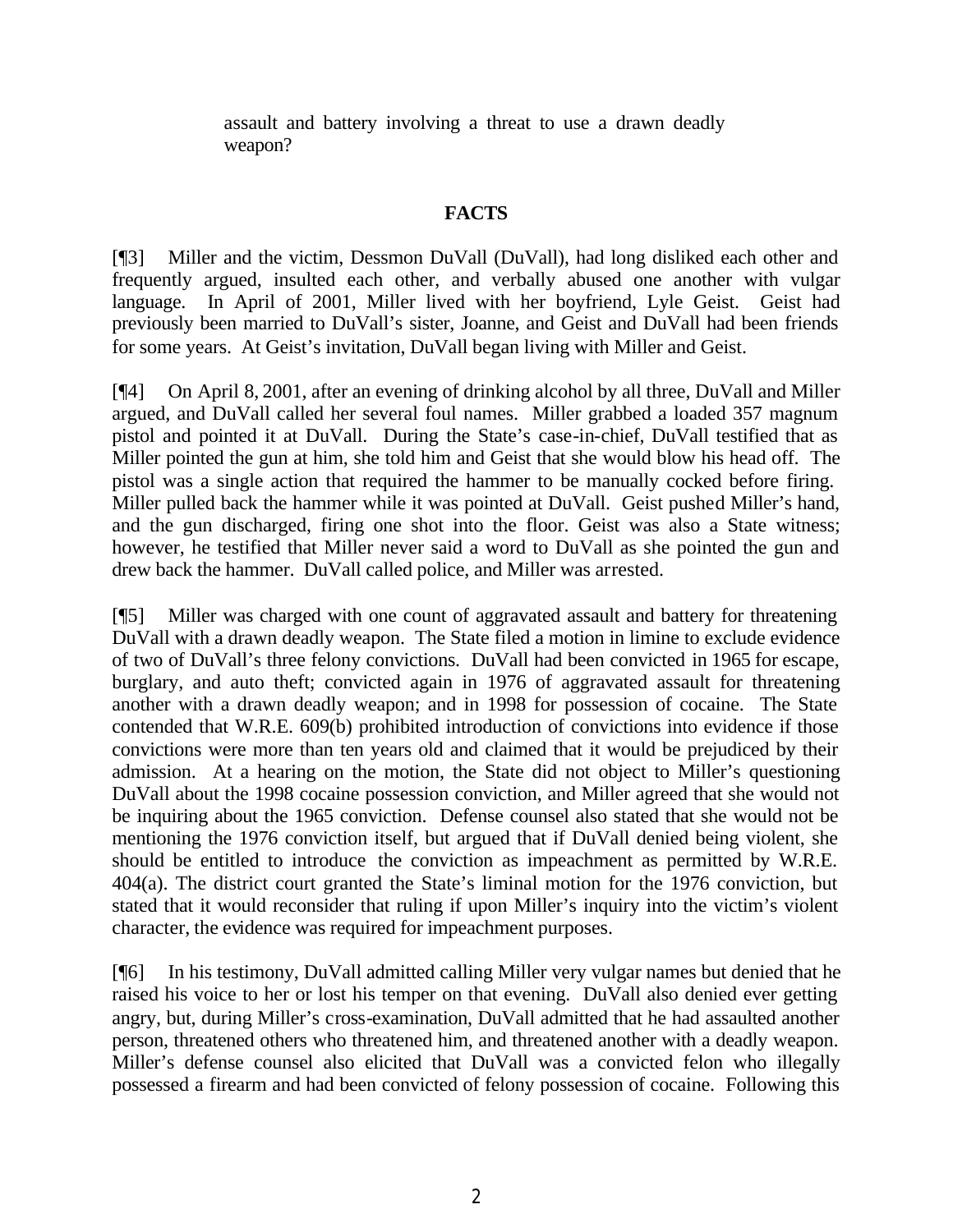assault and battery involving a threat to use a drawn deadly weapon?

## FACTS

[¶3] Miller and the victim, Dessmon DuVall (DuVall), had long disliked each other and frequently argued, insulted each other, and verbally abused one another with vulgar language. In April of 2001, Miller lived with her boyfriend, Lyle Geist. Geist had previously been married to DuVall's sister, Joanne, and Geist and DuVall had been friends for some years. At Geist's invitation, DuVall began living with Miller and Geist.

[¶4] On April 8, 2001, after an evening of drinking alcohol by all three, DuVall and Miller argued, and DuVall called her several foul names. Miller grabbed a loaded 357 magnum pistol and pointed it at DuVall. During the State's case-in-chief, DuVall testified that as Miller pointed the gun at him, she told him and Geist that she would blow his head off. The pistol was a single action that required the hammer to be manually cocked before firing. Miller pulled back the hammer while it was pointed at DuVall. Geist pushed Miller's hand, and the gun discharged, firing one shot into the floor. Geist was also a State witness; however, he testified that Miller never said a word to DuVall as she pointed the gun and drew back the hammer. DuVall called police, and Miller was arrested.

[¶5] Miller was charged with one count of aggravated assault and battery for threatening DuVall with a drawn deadly weapon. The State filed a motion in limine to exclude evidence of two of DuVall's three felony convictions. DuVall had been convicted in 1965 for escape, burglary, and auto theft; convicted again in 1976 of aggravated assault for threatening another with a drawn deadly weapon; and in 1998 for possession of cocaine. The State contended that W.R.E. 609(b) prohibited introduction of convictions into evidence if those convictions were more than ten years old and claimed that it would be prejudiced by their admission. At a hearing on the motion, the State did not object to Miller's questioning DuVall about the 1998 cocaine possession conviction, and Miller agreed that she would not be inquiring about the 1965 conviction. Defense counsel also stated that she would not be mentioning the 1976 conviction itself, but argued that if DuVall denied being violent, she should be entitled to introduce the conviction as impeachment as permitted by W.R.E. 404(a). The district court granted the State's liminal motion for the 1976 conviction, but stated that it would reconsider that ruling if upon Miller's inquiry into the victim's violent character, the evidence was required for impeachment purposes.

[¶6] In his testimony, DuVall admitted calling Miller very vulgar names but denied that he raised his voice to her or lost his temper on that evening. DuVall also denied ever getting angry, but, during Miller's cross-examination, DuVall admitted that he had assaulted another person, threatened others who threatened him, and threatened another with a deadly weapon. Miller's defense counsel also elicited that DuVall was a convicted felon who illegally possessed a firearm and had been convicted of felony possession of cocaine. Following this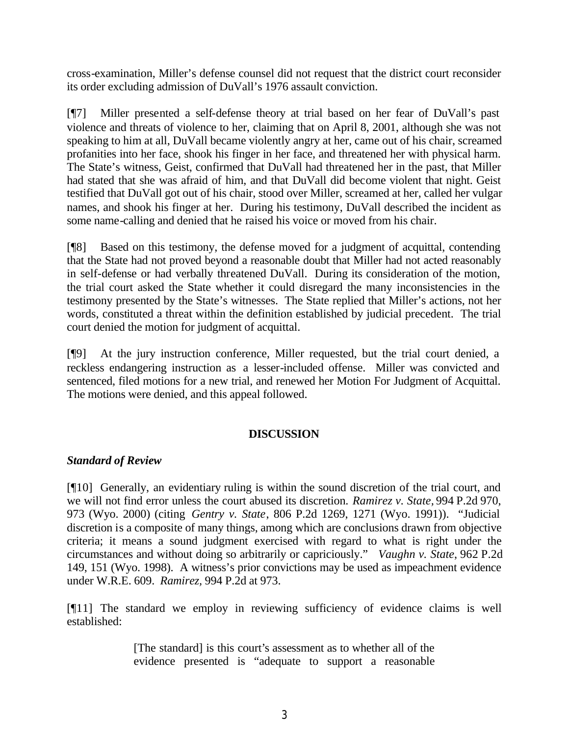cross-examination, Miller's defense counsel did not request that the district court reconsider its order excluding admission of DuVall's 1976 assault conviction.

[¶7] Miller presented a self-defense theory at trial based on her fear of DuVall's past violence and threats of violence to her, claiming that on April 8, 2001, although she was not speaking to him at all, DuVall became violently angry at her, came out of his chair, screamed profanities into her face, shook his finger in her face, and threatened her with physical harm. The State's witness, Geist, confirmed that DuVall had threatened her in the past, that Miller had stated that she was afraid of him, and that DuVall did become violent that night. Geist testified that DuVall got out of his chair, stood over Miller, screamed at her, called her vulgar names, and shook his finger at her. During his testimony, DuVall described the incident as some name-calling and denied that he raised his voice or moved from his chair.

[¶8] Based on this testimony, the defense moved for a judgment of acquittal, contending that the State had not proved beyond a reasonable doubt that Miller had not acted reasonably in self-defense or had verbally threatened DuVall. During its consideration of the motion, the trial court asked the State whether it could disregard the many inconsistencies in the testimony presented by the State's witnesses. The State replied that Miller's actions, not her words, constituted a threat within the definition established by judicial precedent. The trial court denied the motion for judgment of acquittal.

[¶9] At the jury instruction conference, Miller requested, but the trial court denied, a reckless endangering instruction as a lesser-included offense. Miller was convicted and sentenced, filed motions for a new trial, and renewed her Motion For Judgment of Acquittal. The motions were denied, and this appeal followed.

## DISCUSSION

### *Standard of Review*

[¶10] Generally, an evidentiary ruling is within the sound discretion of the trial court, and we will not find error unless the court abused its discretion. *Ramirez v. State*, 994 P.2d 970, 973 (Wyo. 2000) (citing *Gentry v. State*, 806 P.2d 1269, 1271 (Wyo. 1991)). "Judicial discretion is a composite of many things, among which are conclusions drawn from objective criteria; it means a sound judgment exercised with regard to what is right under the circumstances and without doing so arbitrarily or capriciously." *Vaughn v. State*, 962 P.2d 149, 151 (Wyo. 1998). A witness's prior convictions may be used as impeachment evidence under W.R.E. 609. *Ramirez*, 994 P.2d at 973.

[¶11] The standard we employ in reviewing sufficiency of evidence claims is well established:

> [The standard] is this court's assessment as to whether all of the evidence presented is "adequate to support a reasonable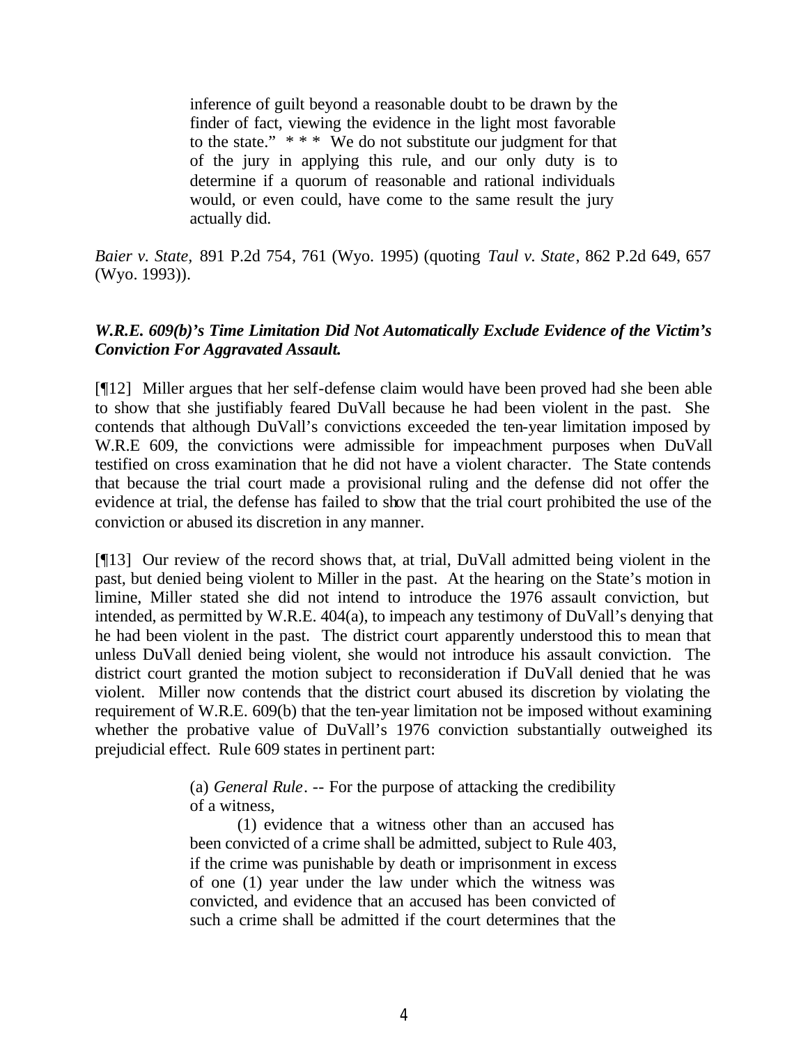> inference of guilt beyond a reasonable doubt to be drawn by the finder of fact, viewing the evidence in the light most favorable to the state." * * * We do not substitute our judgment for that of the jury in applying this rule, and our only duty is to determine if a quorum of reasonable and rational individuals would, or even could, have come to the same result the jury actually did.

*Baier v. State*, 891 P.2d 754, 761 (Wyo. 1995) (quoting *Taul v. State*, 862 P.2d 649, 657 (Wyo. 1993)).

***W.R.E. 609(b)'s Time Limitation Did Not Automatically Exclude Evidence of the Victim's Conviction For Aggravated Assault.***

[¶12] Miller argues that her self-defense claim would have been proved had she been able to show that she justifiably feared DuVall because he had been violent in the past. She contends that although DuVall's convictions exceeded the ten-year limitation imposed by W.R.E 609, the convictions were admissible for impeachment purposes when DuVall testified on cross examination that he did not have a violent character. The State contends that because the trial court made a provisional ruling and the defense did not offer the evidence at trial, the defense has failed to show that the trial court prohibited the use of the conviction or abused its discretion in any manner.

[¶13] Our review of the record shows that, at trial, DuVall admitted being violent in the past, but denied being violent to Miller in the past. At the hearing on the State's motion in limine, Miller stated she did not intend to introduce the 1976 assault conviction, but intended, as permitted by W.R.E. 404(a), to impeach any testimony of DuVall's denying that he had been violent in the past. The district court apparently understood this to mean that unless DuVall denied being violent, she would not introduce his assault conviction. The district court granted the motion subject to reconsideration if DuVall denied that he was violent. Miller now contends that the district court abused its discretion by violating the requirement of W.R.E. 609(b) that the ten-year limitation not be imposed without examining whether the probative value of DuVall's 1976 conviction substantially outweighed its prejudicial effect. Rule 609 states in pertinent part:

> (a) *General Rule*. -- For the purpose of attacking the credibility of a witness,
>
> (1) evidence that a witness other than an accused has been convicted of a crime shall be admitted, subject to Rule 403, if the crime was punishable by death or imprisonment in excess of one (1) year under the law under which the witness was convicted, and evidence that an accused has been convicted of such a crime shall be admitted if the court determines that the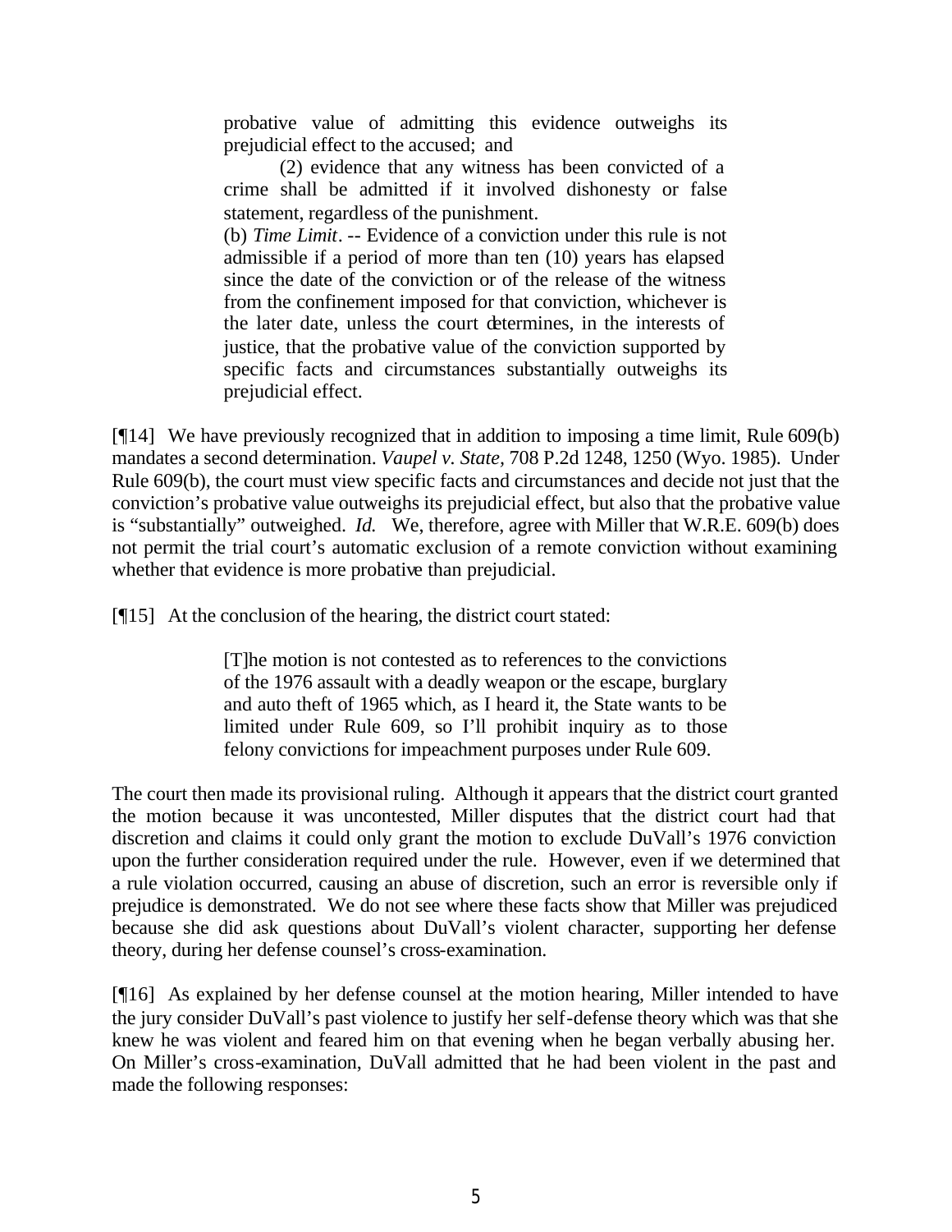> probative value of admitting this evidence outweighs its prejudicial effect to the accused; and
>
> (2) evidence that any witness has been convicted of a crime shall be admitted if it involved dishonesty or false statement, regardless of the punishment.
>
> (b) *Time Limit*. -- Evidence of a conviction under this rule is not admissible if a period of more than ten (10) years has elapsed since the date of the conviction or of the release of the witness from the confinement imposed for that conviction, whichever is the later date, unless the court determines, in the interests of justice, that the probative value of the conviction supported by specific facts and circumstances substantially outweighs its prejudicial effect.

[¶14] We have previously recognized that in addition to imposing a time limit, Rule 609(b) mandates a second determination. *Vaupel v. State,* 708 P.2d 1248, 1250 (Wyo. 1985). Under Rule 609(b), the court must view specific facts and circumstances and decide not just that the conviction's probative value outweighs its prejudicial effect, but also that the probative value is "substantially" outweighed. *Id.* We, therefore, agree with Miller that W.R.E. 609(b) does not permit the trial court's automatic exclusion of a remote conviction without examining whether that evidence is more probative than prejudicial.

[¶15] At the conclusion of the hearing, the district court stated:

> [T]he motion is not contested as to references to the convictions of the 1976 assault with a deadly weapon or the escape, burglary and auto theft of 1965 which, as I heard it, the State wants to be limited under Rule 609, so I'll prohibit inquiry as to those felony convictions for impeachment purposes under Rule 609.

The court then made its provisional ruling. Although it appears that the district court granted the motion because it was uncontested, Miller disputes that the district court had that discretion and claims it could only grant the motion to exclude DuVall's 1976 conviction upon the further consideration required under the rule. However, even if we determined that a rule violation occurred, causing an abuse of discretion, such an error is reversible only if prejudice is demonstrated. We do not see where these facts show that Miller was prejudiced because she did ask questions about DuVall's violent character, supporting her defense theory, during her defense counsel's cross-examination.

[¶16] As explained by her defense counsel at the motion hearing, Miller intended to have the jury consider DuVall's past violence to justify her self-defense theory which was that she knew he was violent and feared him on that evening when he began verbally abusing her. On Miller's cross-examination, DuVall admitted that he had been violent in the past and made the following responses: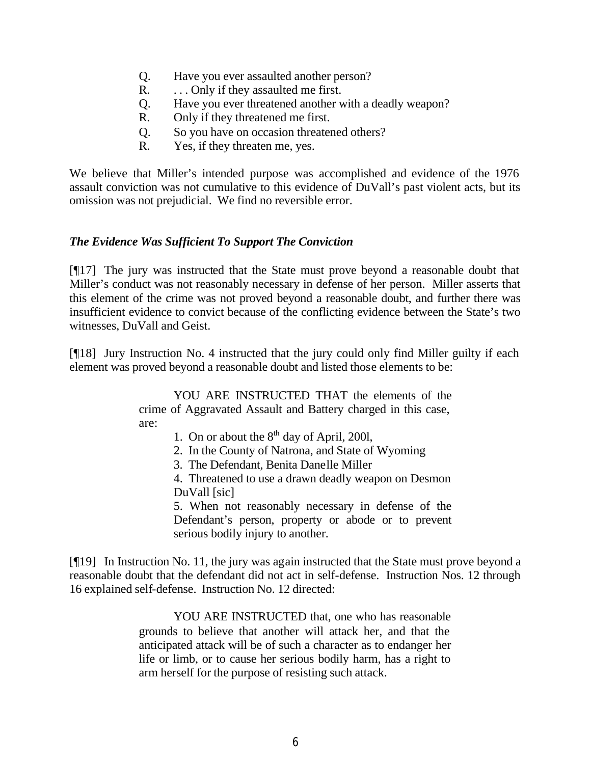Q. Have you ever assaulted another person?
R. . . . Only if they assaulted me first.
Q. Have you ever threatened another with a deadly weapon?
R. Only if they threatened me first.
Q. So you have on occasion threatened others?
R. Yes, if they threaten me, yes.

We believe that Miller's intended purpose was accomplished and evidence of the 1976 assault conviction was not cumulative to this evidence of DuVall's past violent acts, but its omission was not prejudicial. We find no reversible error.

### *The Evidence Was Sufficient To Support The Conviction*

[¶17] The jury was instructed that the State must prove beyond a reasonable doubt that Miller's conduct was not reasonably necessary in defense of her person. Miller asserts that this element of the crime was not proved beyond a reasonable doubt, and further there was insufficient evidence to convict because of the conflicting evidence between the State's two witnesses, DuVall and Geist.

[¶18] Jury Instruction No. 4 instructed that the jury could only find Miller guilty if each element was proved beyond a reasonable doubt and listed those elements to be:

> YOU ARE INSTRUCTED THAT the elements of the crime of Aggravated Assault and Battery charged in this case, are:
>
> 1. On or about the 8th day of April, 200l,
> 2. In the County of Natrona, and State of Wyoming
> 3. The Defendant, Benita Danelle Miller
> 4. Threatened to use a drawn deadly weapon on Desmon DuVall [sic]
> 5. When not reasonably necessary in defense of the Defendant's person, property or abode or to prevent serious bodily injury to another.

[¶19] In Instruction No. 11, the jury was again instructed that the State must prove beyond a reasonable doubt that the defendant did not act in self-defense. Instruction Nos. 12 through 16 explained self-defense. Instruction No. 12 directed:

> YOU ARE INSTRUCTED that, one who has reasonable grounds to believe that another will attack her, and that the anticipated attack will be of such a character as to endanger her life or limb, or to cause her serious bodily harm, has a right to arm herself for the purpose of resisting such attack.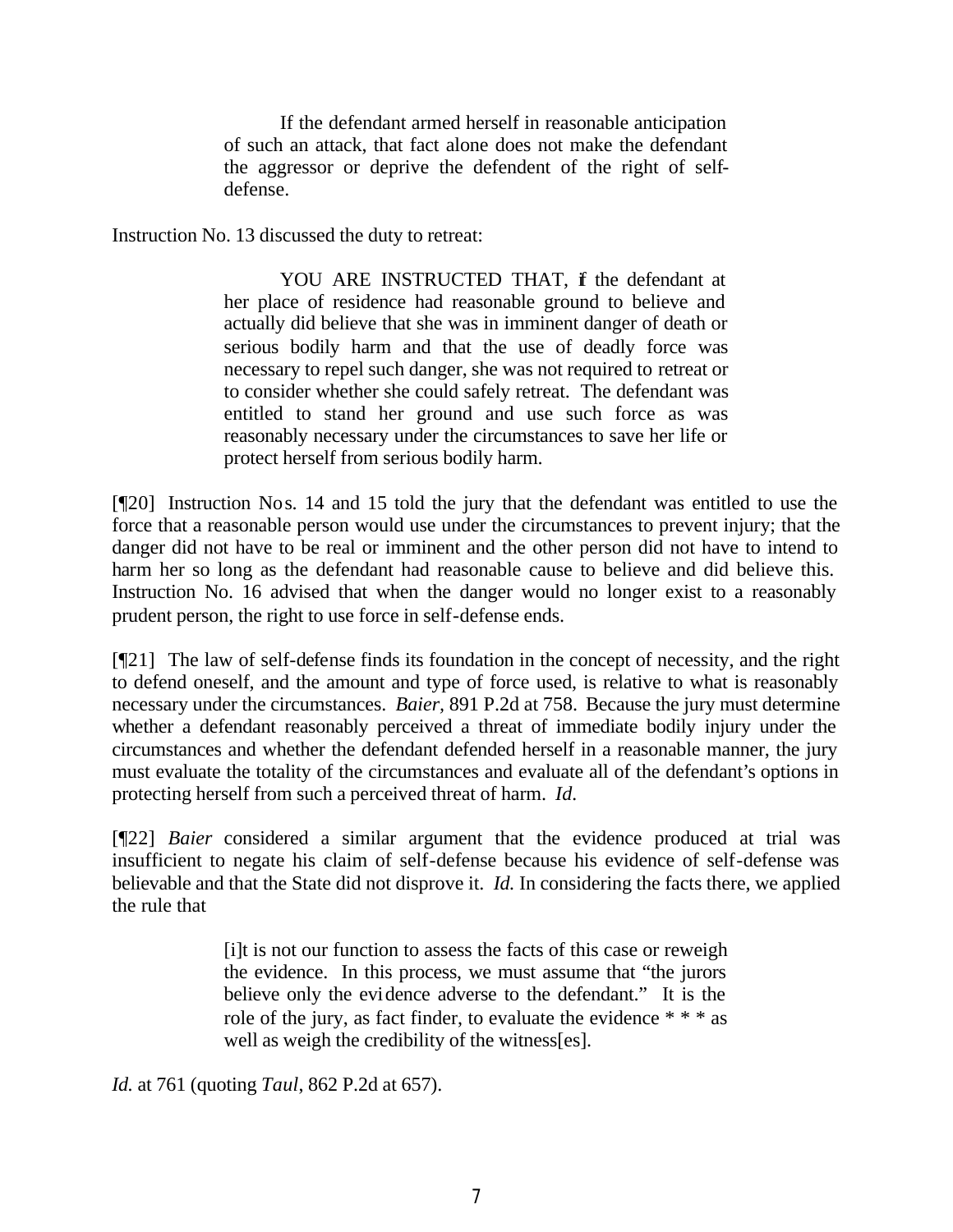> If the defendant armed herself in reasonable anticipation of such an attack, that fact alone does not make the defendant the aggressor or deprive the defendent of the right of self-defense.

Instruction No. 13 discussed the duty to retreat:

> YOU ARE INSTRUCTED THAT, if the defendant at her place of residence had reasonable ground to believe and actually did believe that she was in imminent danger of death or serious bodily harm and that the use of deadly force was necessary to repel such danger, she was not required to retreat or to consider whether she could safely retreat. The defendant was entitled to stand her ground and use such force as was reasonably necessary under the circumstances to save her life or protect herself from serious bodily harm.

[¶20] Instruction Nos. 14 and 15 told the jury that the defendant was entitled to use the force that a reasonable person would use under the circumstances to prevent injury; that the danger did not have to be real or imminent and the other person did not have to intend to harm her so long as the defendant had reasonable cause to believe and did believe this. Instruction No. 16 advised that when the danger would no longer exist to a reasonably prudent person, the right to use force in self-defense ends.

[¶21] The law of self-defense finds its foundation in the concept of necessity, and the right to defend oneself, and the amount and type of force used, is relative to what is reasonably necessary under the circumstances. *Baier*, 891 P.2d at 758. Because the jury must determine whether a defendant reasonably perceived a threat of immediate bodily injury under the circumstances and whether the defendant defended herself in a reasonable manner, the jury must evaluate the totality of the circumstances and evaluate all of the defendant's options in protecting herself from such a perceived threat of harm. *Id.*

[¶22] *Baier* considered a similar argument that the evidence produced at trial was insufficient to negate his claim of self-defense because his evidence of self-defense was believable and that the State did not disprove it. *Id.* In considering the facts there, we applied the rule that

> [i]t is not our function to assess the facts of this case or reweigh the evidence. In this process, we must assume that "the jurors believe only the evidence adverse to the defendant." It is the role of the jury, as fact finder, to evaluate the evidence * * * as well as weigh the credibility of the witness[es].

*Id.* at 761 (quoting *Taul*, 862 P.2d at 657).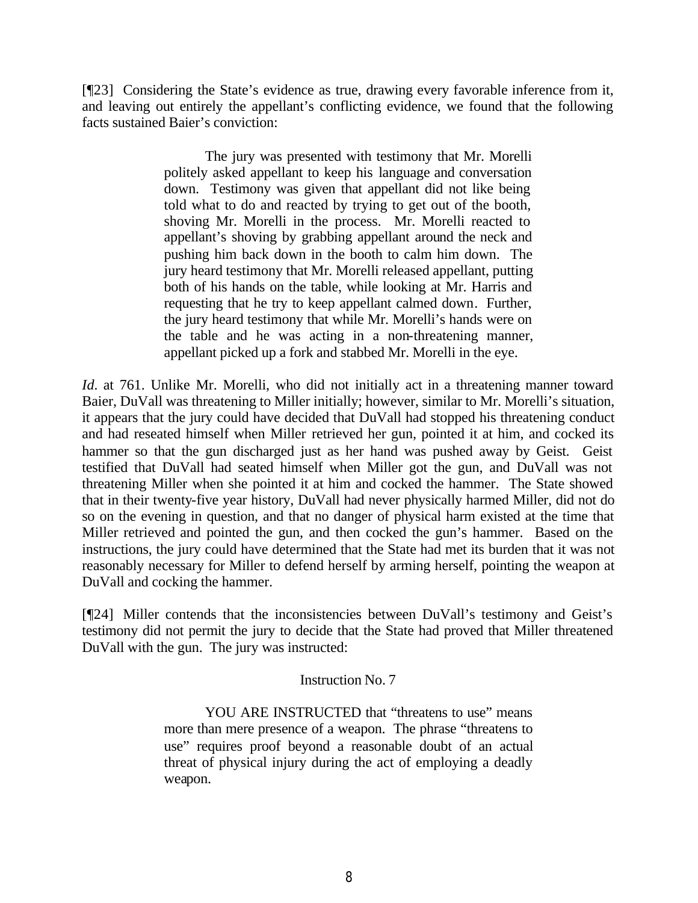[¶23] Considering the State's evidence as true, drawing every favorable inference from it, and leaving out entirely the appellant's conflicting evidence, we found that the following facts sustained Baier's conviction:

> The jury was presented with testimony that Mr. Morelli politely asked appellant to keep his language and conversation down. Testimony was given that appellant did not like being told what to do and reacted by trying to get out of the booth, shoving Mr. Morelli in the process. Mr. Morelli reacted to appellant's shoving by grabbing appellant around the neck and pushing him back down in the booth to calm him down. The jury heard testimony that Mr. Morelli released appellant, putting both of his hands on the table, while looking at Mr. Harris and requesting that he try to keep appellant calmed down. Further, the jury heard testimony that while Mr. Morelli's hands were on the table and he was acting in a non-threatening manner, appellant picked up a fork and stabbed Mr. Morelli in the eye.

*Id.* at 761. Unlike Mr. Morelli, who did not initially act in a threatening manner toward Baier, DuVall was threatening to Miller initially; however, similar to Mr. Morelli's situation, it appears that the jury could have decided that DuVall had stopped his threatening conduct and had reseated himself when Miller retrieved her gun, pointed it at him, and cocked its hammer so that the gun discharged just as her hand was pushed away by Geist. Geist testified that DuVall had seated himself when Miller got the gun, and DuVall was not threatening Miller when she pointed it at him and cocked the hammer. The State showed that in their twenty-five year history, DuVall had never physically harmed Miller, did not do so on the evening in question, and that no danger of physical harm existed at the time that Miller retrieved and pointed the gun, and then cocked the gun's hammer. Based on the instructions, the jury could have determined that the State had met its burden that it was not reasonably necessary for Miller to defend herself by arming herself, pointing the weapon at DuVall and cocking the hammer.

[¶24] Miller contends that the inconsistencies between DuVall's testimony and Geist's testimony did not permit the jury to decide that the State had proved that Miller threatened DuVall with the gun. The jury was instructed:

> Instruction No. 7
>
> YOU ARE INSTRUCTED that "threatens to use" means more than mere presence of a weapon. The phrase "threatens to use" requires proof beyond a reasonable doubt of an actual threat of physical injury during the act of employing a deadly weapon.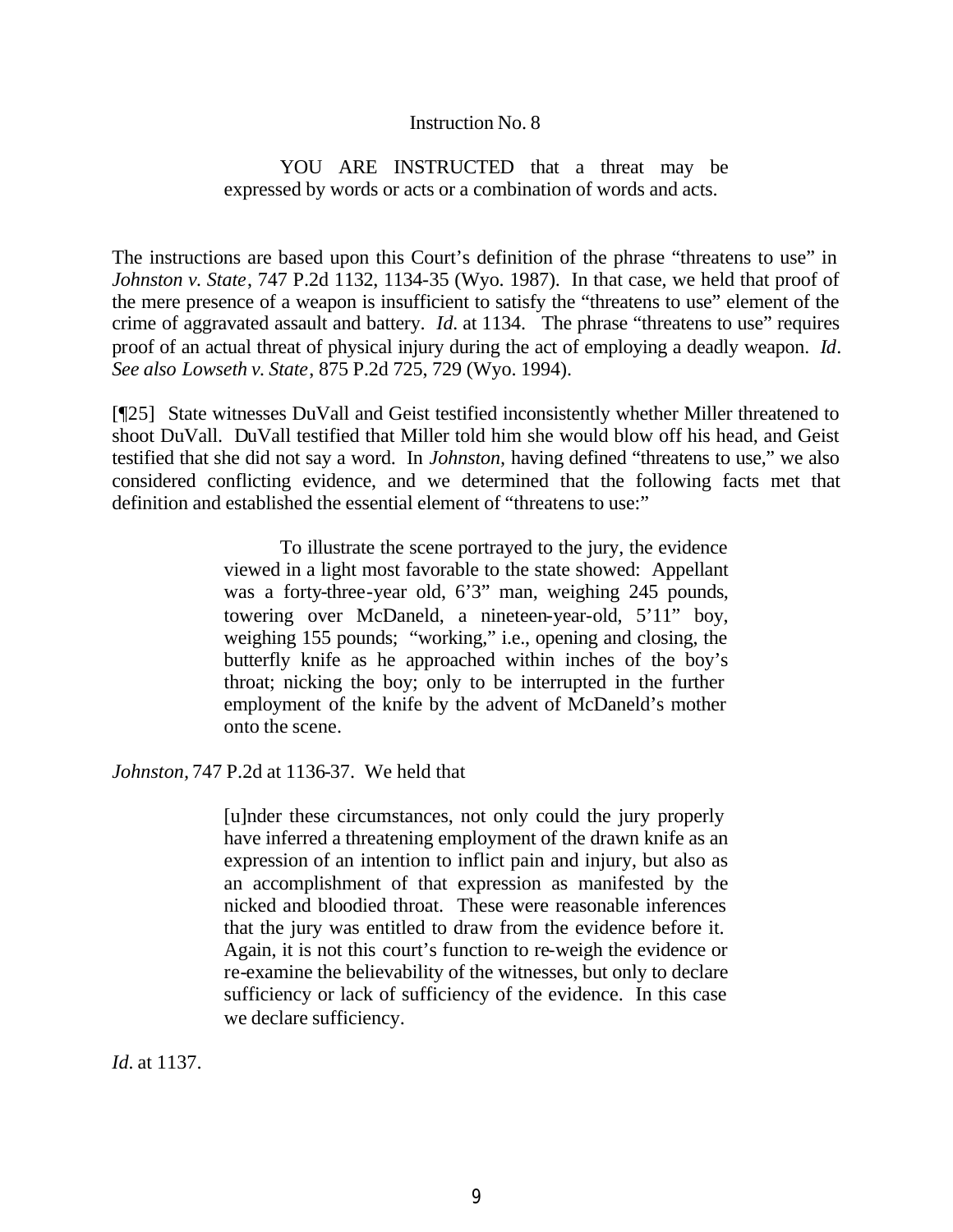Instruction No. 8

> YOU ARE INSTRUCTED that a threat may be expressed by words or acts or a combination of words and acts.

The instructions are based upon this Court's definition of the phrase "threatens to use" in *Johnston v. State*, 747 P.2d 1132, 1134-35 (Wyo. 1987). In that case, we held that proof of the mere presence of a weapon is insufficient to satisfy the "threatens to use" element of the crime of aggravated assault and battery. *Id.* at 1134. The phrase "threatens to use" requires proof of an actual threat of physical injury during the act of employing a deadly weapon. *Id*. *See also Lowseth v. State*, 875 P.2d 725, 729 (Wyo. 1994).

[¶25] State witnesses DuVall and Geist testified inconsistently whether Miller threatened to shoot DuVall. DuVall testified that Miller told him she would blow off his head, and Geist testified that she did not say a word. In *Johnston,* having defined "threatens to use," we also considered conflicting evidence, and we determined that the following facts met that definition and established the essential element of "threatens to use:"

> To illustrate the scene portrayed to the jury, the evidence viewed in a light most favorable to the state showed: Appellant was a forty-three-year old, 6'3" man, weighing 245 pounds, towering over McDaneld, a nineteen-year-old, 5'11" boy, weighing 155 pounds; "working," i.e., opening and closing, the butterfly knife as he approached within inches of the boy's throat; nicking the boy; only to be interrupted in the further employment of the knife by the advent of McDaneld's mother onto the scene.

*Johnston,* 747 P.2d at 1136-37. We held that

> [u]nder these circumstances, not only could the jury properly have inferred a threatening employment of the drawn knife as an expression of an intention to inflict pain and injury, but also as an accomplishment of that expression as manifested by the nicked and bloodied throat. These were reasonable inferences that the jury was entitled to draw from the evidence before it. Again, it is not this court's function to re-weigh the evidence or re-examine the believability of the witnesses, but only to declare sufficiency or lack of sufficiency of the evidence. In this case we declare sufficiency.

*Id.* at 1137.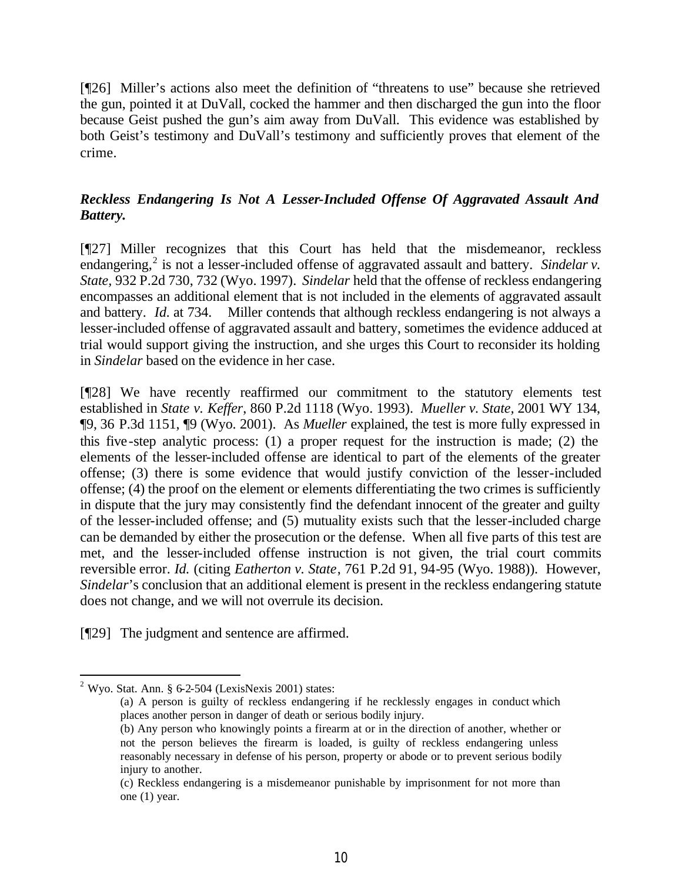[¶26] Miller's actions also meet the definition of "threatens to use" because she retrieved the gun, pointed it at DuVall, cocked the hammer and then discharged the gun into the floor because Geist pushed the gun's aim away from DuVall. This evidence was established by both Geist's testimony and DuVall's testimony and sufficiently proves that element of the crime.

### *Reckless Endangering Is Not A Lesser-Included Offense Of Aggravated Assault And Battery.*

[¶27] Miller recognizes that this Court has held that the misdemeanor, reckless endangering,[2] is not a lesser-included offense of aggravated assault and battery. *Sindelar v. State*, 932 P.2d 730, 732 (Wyo. 1997). *Sindelar* held that the offense of reckless endangering encompasses an additional element that is not included in the elements of aggravated assault and battery. *Id.* at 734. Miller contends that although reckless endangering is not always a lesser-included offense of aggravated assault and battery, sometimes the evidence adduced at trial would support giving the instruction, and she urges this Court to reconsider its holding in *Sindelar* based on the evidence in her case.

[¶28] We have recently reaffirmed our commitment to the statutory elements test established in *State v. Keffer*, 860 P.2d 1118 (Wyo. 1993). *Mueller v. State*, 2001 WY 134, ¶9, 36 P.3d 1151, ¶9 (Wyo. 2001). As *Mueller* explained, the test is more fully expressed in this five-step analytic process: (1) a proper request for the instruction is made; (2) the elements of the lesser-included offense are identical to part of the elements of the greater offense; (3) there is some evidence that would justify conviction of the lesser-included offense; (4) the proof on the element or elements differentiating the two crimes is sufficiently in dispute that the jury may consistently find the defendant innocent of the greater and guilty of the lesser-included offense; and (5) mutuality exists such that the lesser-included charge can be demanded by either the prosecution or the defense. When all five parts of this test are met, and the lesser-included offense instruction is not given, the trial court commits reversible error. *Id.* (citing *Eatherton v. State*, 761 P.2d 91, 94-95 (Wyo. 1988)). However, *Sindelar*'s conclusion that an additional element is present in the reckless endangering statute does not change, and we will not overrule its decision.

[¶29] The judgment and sentence are affirmed.

---

[2] Wyo. Stat. Ann. § 6-2-504 (LexisNexis 2001) states:

> (a) A person is guilty of reckless endangering if he recklessly engages in conduct which places another person in danger of death or serious bodily injury.
>
> (b) Any person who knowingly points a firearm at or in the direction of another, whether or not the person believes the firearm is loaded, is guilty of reckless endangering unless reasonably necessary in defense of his person, property or abode or to prevent serious bodily injury to another.
>
> (c) Reckless endangering is a misdemeanor punishable by imprisonment for not more than one (1) year.